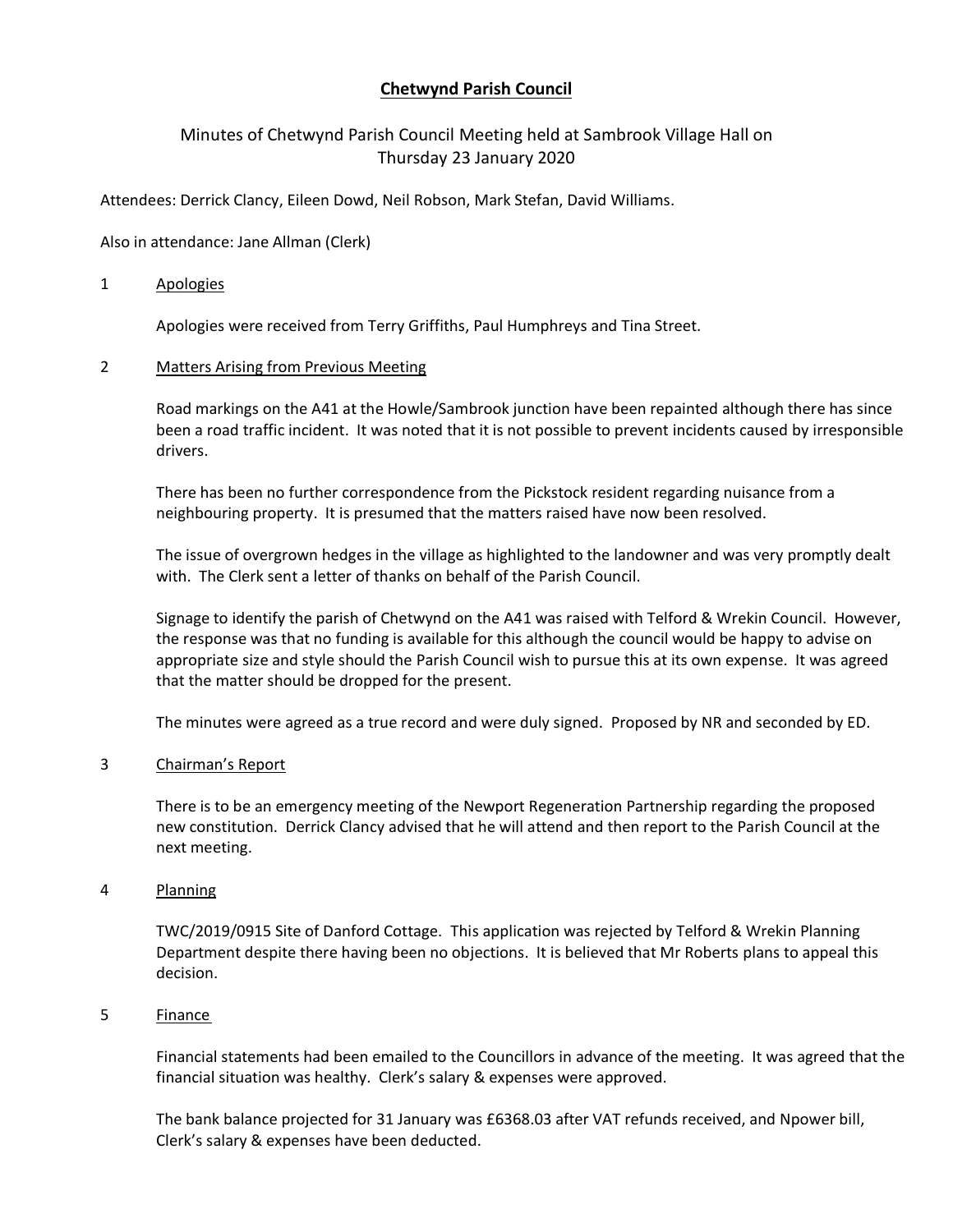# Chetwynd Parish Council

Minutes of Chetwynd Parish Council Meeting held at Sambrook Village Hall on Thursday 23 January 2020

Attendees: Derrick Clancy, Eileen Dowd, Neil Robson, Mark Stefan, David Williams.

Also in attendance: Jane Allman (Clerk)

## 1 Apologies

Apologies were received from Terry Griffiths, Paul Humphreys and Tina Street.

## 2 Matters Arising from Previous Meeting

Road markings on the A41 at the Howle/Sambrook junction have been repainted although there has since been a road traffic incident. It was noted that it is not possible to prevent incidents caused by irresponsible drivers.

There has been no further correspondence from the Pickstock resident regarding nuisance from a neighbouring property. It is presumed that the matters raised have now been resolved.

The issue of overgrown hedges in the village as highlighted to the landowner and was very promptly dealt with. The Clerk sent a letter of thanks on behalf of the Parish Council.

Signage to identify the parish of Chetwynd on the A41 was raised with Telford & Wrekin Council. However, the response was that no funding is available for this although the council would be happy to advise on appropriate size and style should the Parish Council wish to pursue this at its own expense. It was agreed that the matter should be dropped for the present.

The minutes were agreed as a true record and were duly signed. Proposed by NR and seconded by ED.

## 3 Chairman's Report

There is to be an emergency meeting of the Newport Regeneration Partnership regarding the proposed new constitution. Derrick Clancy advised that he will attend and then report to the Parish Council at the next meeting.

## 4 Planning

TWC/2019/0915 Site of Danford Cottage. This application was rejected by Telford & Wrekin Planning Department despite there having been no objections. It is believed that Mr Roberts plans to appeal this decision.

## 5 Finance

Financial statements had been emailed to the Councillors in advance of the meeting. It was agreed that the financial situation was healthy. Clerk's salary & expenses were approved.

The bank balance projected for 31 January was £6368.03 after VAT refunds received, and Npower bill, Clerk's salary & expenses have been deducted.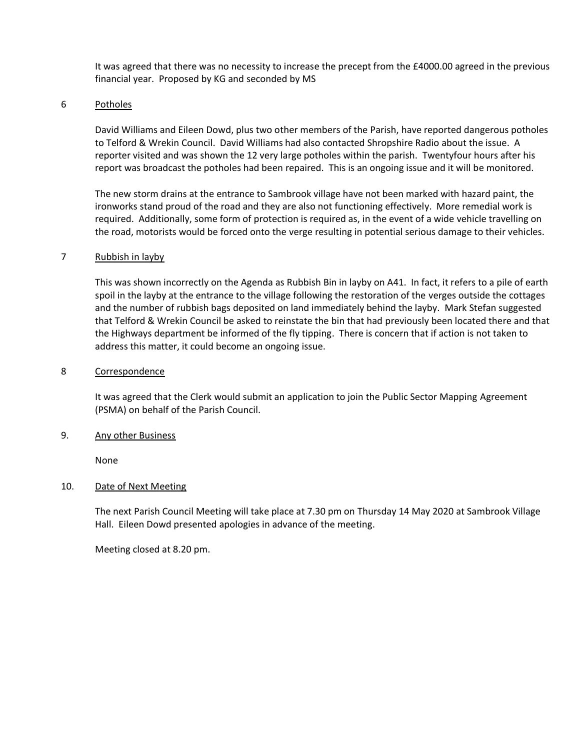It was agreed that there was no necessity to increase the precept from the £4000.00 agreed in the previous financial year. Proposed by KG and seconded by MS

6 Potholes

David Williams and Eileen Dowd, plus two other members of the Parish, have reported dangerous potholes to Telford & Wrekin Council. David Williams had also contacted Shropshire Radio about the issue. A reporter visited and was shown the 12 very large potholes within the parish. Twentyfour hours after his report was broadcast the potholes had been repaired. This is an ongoing issue and it will be monitored.

The new storm drains at the entrance to Sambrook village have not been marked with hazard paint, the ironworks stand proud of the road and they are also not functioning effectively. More remedial work is required. Additionally, some form of protection is required as, in the event of a wide vehicle travelling on the road, motorists would be forced onto the verge resulting in potential serious damage to their vehicles.

7 Rubbish in layby

This was shown incorrectly on the Agenda as Rubbish Bin in layby on A41. In fact, it refers to a pile of earth spoil in the layby at the entrance to the village following the restoration of the verges outside the cottages and the number of rubbish bags deposited on land immediately behind the layby. Mark Stefan suggested that Telford & Wrekin Council be asked to reinstate the bin that had previously been located there and that the Highways department be informed of the fly tipping. There is concern that if action is not taken to address this matter, it could become an ongoing issue.

8 Correspondence

It was agreed that the Clerk would submit an application to join the Public Sector Mapping Agreement (PSMA) on behalf of the Parish Council.

9. Any other Business

None

10. Date of Next Meeting

The next Parish Council Meeting will take place at 7.30 pm on Thursday 14 May 2020 at Sambrook Village Hall. Eileen Dowd presented apologies in advance of the meeting.

Meeting closed at 8.20 pm.